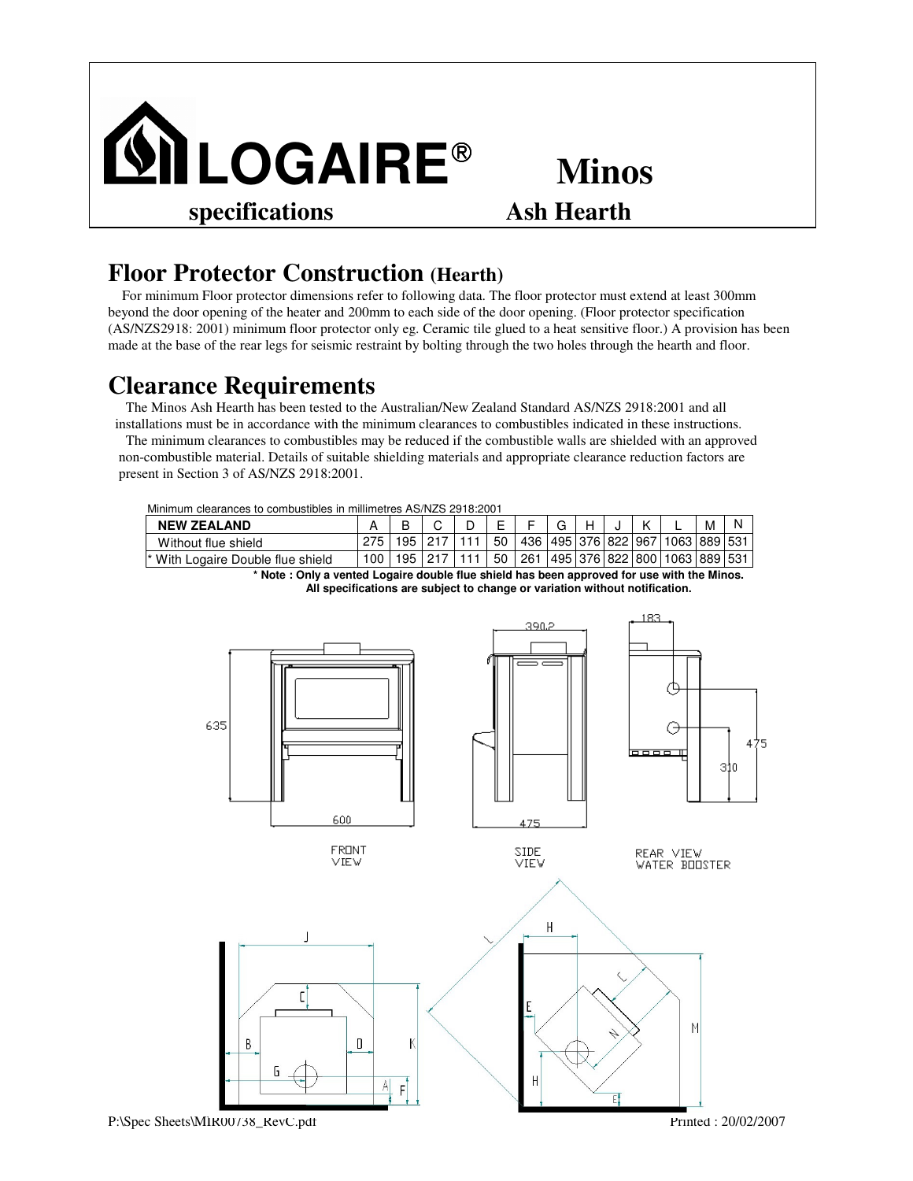# LOGAIRE® Minos

**specifications** **Ash Hearth**

## Floor Protector Construction (Hearth)

For minimum Floor protector dimensions refer to following data. The floor protector must extend at least 300mm beyond the door opening of the heater and 200mm to each side of the door opening. (Floor protector specification (AS/NZS2918: 2001) minimum floor protector only eg. Ceramic tile glued to a heat sensitive floor.) A provision has been made at the base of the rear legs for seismic restraint by bolting through the two holes through the hearth and floor.

## Clearance Requirements

The Minos Ash Hearth has been tested to the Australian/New Zealand Standard AS/NZS 2918:2001 and all installations must be in accordance with the minimum clearances to combustibles indicated in these instructions.

The minimum clearances to combustibles may be reduced if the combustible walls are shielded with an approved non-combustible material. Details of suitable shielding materials and appropriate clearance reduction factors are present in Section 3 of AS/NZS 2918:2001.

Minimum clearances to combustibles in millimetres AS/NZS 2918:2001

| NEW ZEALAND | A | B | C | D | E | F | G | H | J | K | L | M | N |
|---|---|---|---|---|---|---|---|---|---|---|---|---|---|
| Without flue shield | 275 | 195 | 217 | 111 | 50 | 436 | 495 | 376 | 822 | 967 | 1063 | 889 | 531 |
| * With Logaire Double flue shield | 100 | 195 | 217 | 111 | 50 | 261 | 495 | 376 | 822 | 800 | 1063 | 889 | 531 |

**\* Note : Only a vented Logaire double flue shield has been approved for use with the Minos.**
**All specifications are subject to change or variation without notification.**

FRONT VIEW — 635, 600

SIDE VIEW — 390.2, 475

REAR VIEW WATER BOOSTER — 183, 475, 310

P:\Spec Sheets\MIR00738_RevC.pdf Printed : 20/02/2007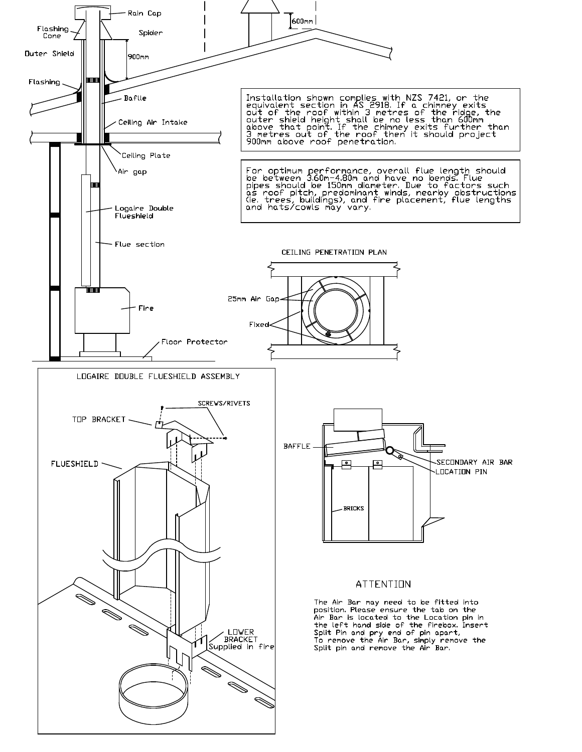Rain Cap

Flashing Cone

Spider

Outer Shield

900mm

600mm

Flashing

Baffle

Ceiling Air Intake

Ceiling Plate

Air gap

Logaire Double Flueshield

Flue section

Fire

Floor Protector

Installation shown complies with NZS 7421, or the equivalent section in AS 2918. If a chimney exits out of the roof within 3 metres of the ridge, the outer shield height shall be no less than 600mm above that point. If the chimney exits further than 3 metres out of the roof then it should project 900mm above roof penetration.

For optimum performance, overall flue length should be between 3.60m-4.80m and have no bends. Flue pipes should be 150mm diameter. Due to factors such as roof pitch, predominant winds, nearby obstructions (ie. trees, buildings), and fire placement, flue lengths and hats/cowls may vary.

CEILING PENETRATION PLAN

25mm Air Gap

Fixed

LOGAIRE DOUBLE FLUESHIELD ASSEMBLY

SCREWS/RIVETS

TOP BRACKET

FLUESHIELD

LOWER BRACKET Supplied in fire

BAFFLE

SECONDARY AIR BAR

LOCATION PIN

BRICKS

## ATTENTION

The Air Bar may need to be fitted into position. Please ensure the tab on the Air Bar is located to the Location pin in the left hand side of the firebox. Insert Split Pin and pry end of pin apart,
To remove the Air Bar, simply remove the Split pin and remove the Air Bar.